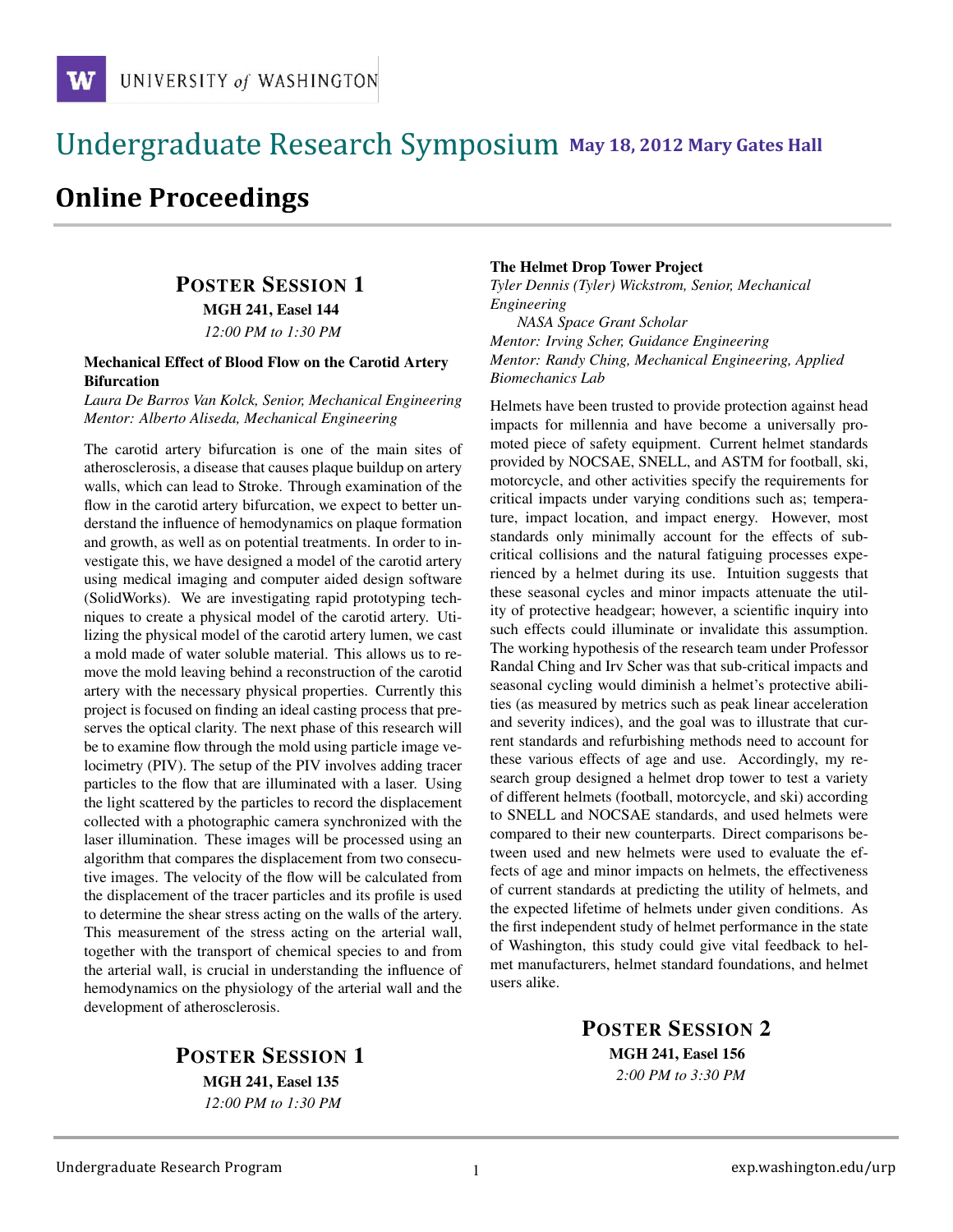UNIVERSITY *of* WASHINGTON

# Undergraduate Research Symposium **May 18, 2012 Mary Gates Hall**

## Online Proceedings

### Poster Session 1

**MGH 241, Easel 144**

*12:00 PM to 1:30 PM*

**Mechanical Effect of Blood Flow on the Carotid Artery Bifurcation**

*Laura De Barros Van Kolck, Senior, Mechanical Engineering*
*Mentor: Alberto Aliseda, Mechanical Engineering*

The carotid artery bifurcation is one of the main sites of atherosclerosis, a disease that causes plaque buildup on artery walls, which can lead to Stroke. Through examination of the flow in the carotid artery bifurcation, we expect to better understand the influence of hemodynamics on plaque formation and growth, as well as on potential treatments. In order to investigate this, we have designed a model of the carotid artery using medical imaging and computer aided design software (SolidWorks). We are investigating rapid prototyping techniques to create a physical model of the carotid artery. Utilizing the physical model of the carotid artery lumen, we cast a mold made of water soluble material. This allows us to remove the mold leaving behind a reconstruction of the carotid artery with the necessary physical properties. Currently this project is focused on finding an ideal casting process that preserves the optical clarity. The next phase of this research will be to examine flow through the mold using particle image velocimetry (PIV). The setup of the PIV involves adding tracer particles to the flow that are illuminated with a laser. Using the light scattered by the particles to record the displacement collected with a photographic camera synchronized with the laser illumination. These images will be processed using an algorithm that compares the displacement from two consecutive images. The velocity of the flow will be calculated from the displacement of the tracer particles and its profile is used to determine the shear stress acting on the walls of the artery. This measurement of the stress acting on the arterial wall, together with the transport of chemical species to and from the arterial wall, is crucial in understanding the influence of hemodynamics on the physiology of the arterial wall and the development of atherosclerosis.

### Poster Session 1

**MGH 241, Easel 135**

*12:00 PM to 1:30 PM*

**The Helmet Drop Tower Project**

*Tyler Dennis (Tyler) Wickstrom, Senior, Mechanical Engineering*
*NASA Space Grant Scholar*
*Mentor: Irving Scher, Guidance Engineering*
*Mentor: Randy Ching, Mechanical Engineering, Applied Biomechanics Lab*

Helmets have been trusted to provide protection against head impacts for millennia and have become a universally promoted piece of safety equipment. Current helmet standards provided by NOCSAE, SNELL, and ASTM for football, ski, motorcycle, and other activities specify the requirements for critical impacts under varying conditions such as; temperature, impact location, and impact energy. However, most standards only minimally account for the effects of subcritical collisions and the natural fatiguing processes experienced by a helmet during its use. Intuition suggests that these seasonal cycles and minor impacts attenuate the utility of protective headgear; however, a scientific inquiry into such effects could illuminate or invalidate this assumption. The working hypothesis of the research team under Professor Randal Ching and Irv Scher was that sub-critical impacts and seasonal cycling would diminish a helmet's protective abilities (as measured by metrics such as peak linear acceleration and severity indices), and the goal was to illustrate that current standards and refurbishing methods need to account for these various effects of age and use. Accordingly, my research group designed a helmet drop tower to test a variety of different helmets (football, motorcycle, and ski) according to SNELL and NOCSAE standards, and used helmets were compared to their new counterparts. Direct comparisons between used and new helmets were used to evaluate the effects of age and minor impacts on helmets, the effectiveness of current standards at predicting the utility of helmets, and the expected lifetime of helmets under given conditions. As the first independent study of helmet performance in the state of Washington, this study could give vital feedback to helmet manufacturers, helmet standard foundations, and helmet users alike.

### Poster Session 2

**MGH 241, Easel 156**

*2:00 PM to 3:30 PM*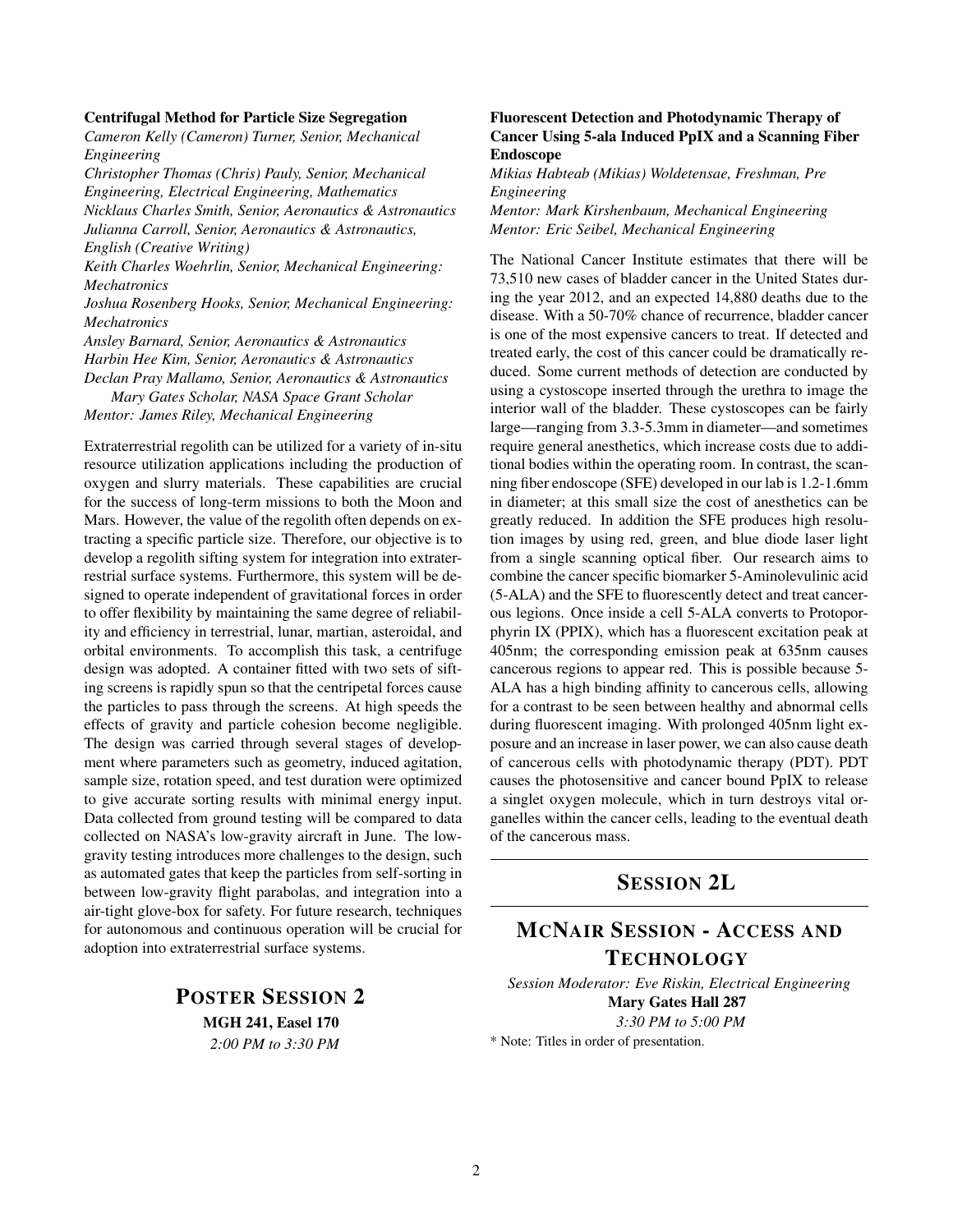**Centrifugal Method for Particle Size Segregation**

*Cameron Kelly (Cameron) Turner, Senior, Mechanical Engineering*
*Christopher Thomas (Chris) Pauly, Senior, Mechanical Engineering, Electrical Engineering, Mathematics*
*Nicklaus Charles Smith, Senior, Aeronautics & Astronautics*
*Julianna Carroll, Senior, Aeronautics & Astronautics, English (Creative Writing)*
*Keith Charles Woehrlin, Senior, Mechanical Engineering: Mechatronics*
*Joshua Rosenberg Hooks, Senior, Mechanical Engineering: Mechatronics*
*Ansley Barnard, Senior, Aeronautics & Astronautics*
*Harbin Hee Kim, Senior, Aeronautics & Astronautics*
*Declan Pray Mallamo, Senior, Aeronautics & Astronautics*
*Mary Gates Scholar, NASA Space Grant Scholar*
*Mentor: James Riley, Mechanical Engineering*

Extraterrestrial regolith can be utilized for a variety of in-situ resource utilization applications including the production of oxygen and slurry materials. These capabilities are crucial for the success of long-term missions to both the Moon and Mars. However, the value of the regolith often depends on extracting a specific particle size. Therefore, our objective is to develop a regolith sifting system for integration into extraterrestrial surface systems. Furthermore, this system will be designed to operate independent of gravitational forces in order to offer flexibility by maintaining the same degree of reliability and efficiency in terrestrial, lunar, martian, asteroidal, and orbital environments. To accomplish this task, a centrifuge design was adopted. A container fitted with two sets of sifting screens is rapidly spun so that the centripetal forces cause the particles to pass through the screens. At high speeds the effects of gravity and particle cohesion become negligible. The design was carried through several stages of development where parameters such as geometry, induced agitation, sample size, rotation speed, and test duration were optimized to give accurate sorting results with minimal energy input. Data collected from ground testing will be compared to data collected on NASA's low-gravity aircraft in June. The low-gravity testing introduces more challenges to the design, such as automated gates that keep the particles from self-sorting in between low-gravity flight parabolas, and integration into a air-tight glove-box for safety. For future research, techniques for autonomous and continuous operation will be crucial for adoption into extraterrestrial surface systems.

## POSTER SESSION 2

**MGH 241, Easel 170**
*2:00 PM to 3:30 PM*

**Fluorescent Detection and Photodynamic Therapy of Cancer Using 5-ala Induced PpIX and a Scanning Fiber Endoscope**

*Mikias Habteab (Mikias) Woldetensae, Freshman, Pre Engineering*
*Mentor: Mark Kirshenbaum, Mechanical Engineering*
*Mentor: Eric Seibel, Mechanical Engineering*

The National Cancer Institute estimates that there will be 73,510 new cases of bladder cancer in the United States during the year 2012, and an expected 14,880 deaths due to the disease. With a 50-70% chance of recurrence, bladder cancer is one of the most expensive cancers to treat. If detected and treated early, the cost of this cancer could be dramatically reduced. Some current methods of detection are conducted by using a cystoscope inserted through the urethra to image the interior wall of the bladder. These cystoscopes can be fairly large—ranging from 3.3-5.3mm in diameter—and sometimes require general anesthetics, which increase costs due to additional bodies within the operating room. In contrast, the scanning fiber endoscope (SFE) developed in our lab is 1.2-1.6mm in diameter; at this small size the cost of anesthetics can be greatly reduced. In addition the SFE produces high resolution images by using red, green, and blue diode laser light from a single scanning optical fiber. Our research aims to combine the cancer specific biomarker 5-Aminolevulinic acid (5-ALA) and the SFE to fluorescently detect and treat cancerous legions. Once inside a cell 5-ALA converts to Protoporphyrin IX (PPIX), which has a fluorescent excitation peak at 405nm; the corresponding emission peak at 635nm causes cancerous regions to appear red. This is possible because 5-ALA has a high binding affinity to cancerous cells, allowing for a contrast to be seen between healthy and abnormal cells during fluorescent imaging. With prolonged 405nm light exposure and an increase in laser power, we can also cause death of cancerous cells with photodynamic therapy (PDT). PDT causes the photosensitive and cancer bound PpIX to release a singlet oxygen molecule, which in turn destroys vital organelles within the cancer cells, leading to the eventual death of the cancerous mass.

## SESSION 2L

## MCNAIR SESSION - ACCESS AND TECHNOLOGY

*Session Moderator: Eve Riskin, Electrical Engineering*
**Mary Gates Hall 287**
*3:30 PM to 5:00 PM*

\* Note: Titles in order of presentation.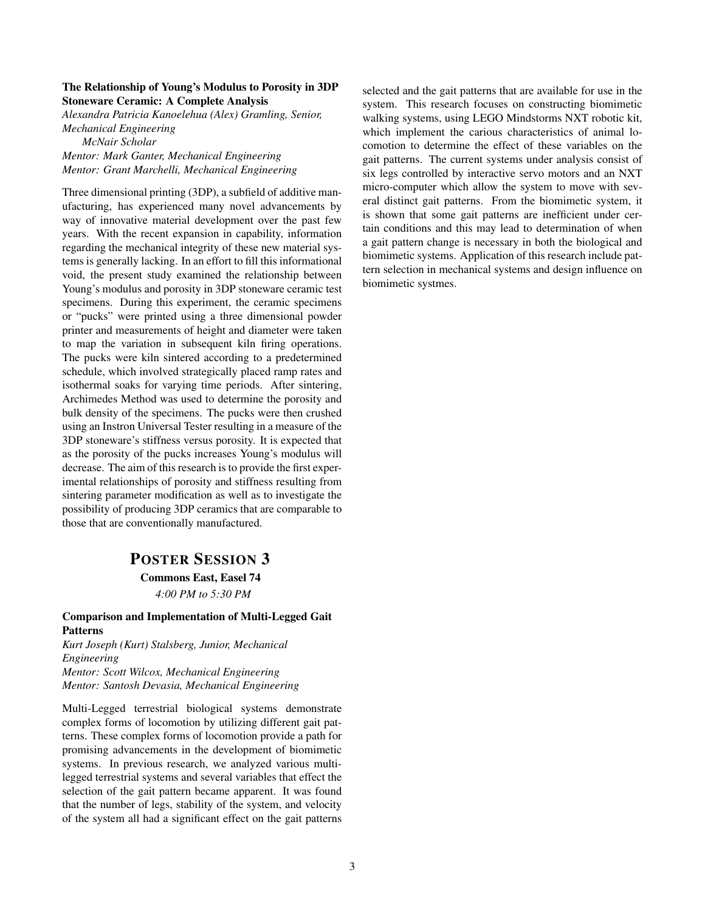### The Relationship of Young's Modulus to Porosity in 3DP Stoneware Ceramic: A Complete Analysis

*Alexandra Patricia Kanoelehua (Alex) Gramling, Senior, Mechanical Engineering*
*McNair Scholar*
*Mentor: Mark Ganter, Mechanical Engineering*
*Mentor: Grant Marchelli, Mechanical Engineering*

Three dimensional printing (3DP), a subfield of additive manufacturing, has experienced many novel advancements by way of innovative material development over the past few years. With the recent expansion in capability, information regarding the mechanical integrity of these new material systems is generally lacking. In an effort to fill this informational void, the present study examined the relationship between Young's modulus and porosity in 3DP stoneware ceramic test specimens. During this experiment, the ceramic specimens or "pucks" were printed using a three dimensional powder printer and measurements of height and diameter were taken to map the variation in subsequent kiln firing operations. The pucks were kiln sintered according to a predetermined schedule, which involved strategically placed ramp rates and isothermal soaks for varying time periods. After sintering, Archimedes Method was used to determine the porosity and bulk density of the specimens. The pucks were then crushed using an Instron Universal Tester resulting in a measure of the 3DP stoneware's stiffness versus porosity. It is expected that as the porosity of the pucks increases Young's modulus will decrease. The aim of this research is to provide the first experimental relationships of porosity and stiffness resulting from sintering parameter modification as well as to investigate the possibility of producing 3DP ceramics that are comparable to those that are conventionally manufactured.

## POSTER SESSION 3

**Commons East, Easel 74**

*4:00 PM to 5:30 PM*

### Comparison and Implementation of Multi-Legged Gait Patterns

*Kurt Joseph (Kurt) Stalsberg, Junior, Mechanical Engineering*
*Mentor: Scott Wilcox, Mechanical Engineering*
*Mentor: Santosh Devasia, Mechanical Engineering*

Multi-Legged terrestrial biological systems demonstrate complex forms of locomotion by utilizing different gait patterns. These complex forms of locomotion provide a path for promising advancements in the development of biomimetic systems. In previous research, we analyzed various multi-legged terrestrial systems and several variables that effect the selection of the gait pattern became apparent. It was found that the number of legs, stability of the system, and velocity of the system all had a significant effect on the gait patterns selected and the gait patterns that are available for use in the system. This research focuses on constructing biomimetic walking systems, using LEGO Mindstorms NXT robotic kit, which implement the carious characteristics of animal locomotion to determine the effect of these variables on the gait patterns. The current systems under analysis consist of six legs controlled by interactive servo motors and an NXT micro-computer which allow the system to move with several distinct gait patterns. From the biomimetic system, it is shown that some gait patterns are inefficient under certain conditions and this may lead to determination of when a gait pattern change is necessary in both the biological and biomimetic systems. Application of this research include pattern selection in mechanical systems and design influence on biomimetic systmes.